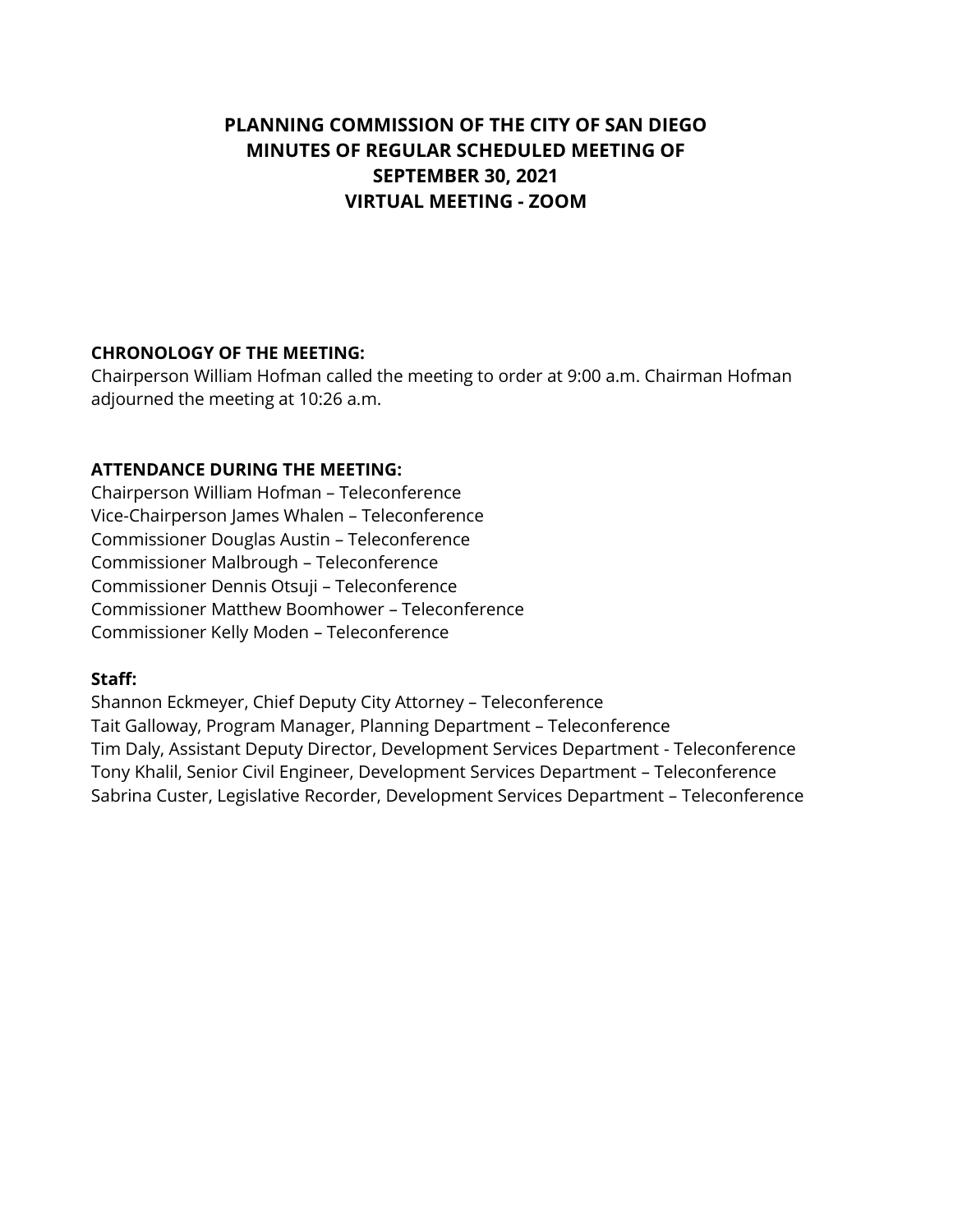# PLANNING COMMISSION OF THE CITY OF SAN DIEGO
# MINUTES OF REGULAR SCHEDULED MEETING OF
# SEPTEMBER 30, 2021
# VIRTUAL MEETING - ZOOM

**CHRONOLOGY OF THE MEETING:**

Chairperson William Hofman called the meeting to order at 9:00 a.m. Chairman Hofman adjourned the meeting at 10:26 a.m.

**ATTENDANCE DURING THE MEETING:**

Chairperson William Hofman – Teleconference
Vice-Chairperson James Whalen – Teleconference
Commissioner Douglas Austin – Teleconference
Commissioner Malbrough – Teleconference
Commissioner Dennis Otsuji – Teleconference
Commissioner Matthew Boomhower – Teleconference
Commissioner Kelly Moden – Teleconference

**Staff:**

Shannon Eckmeyer, Chief Deputy City Attorney – Teleconference
Tait Galloway, Program Manager, Planning Department – Teleconference
Tim Daly, Assistant Deputy Director, Development Services Department - Teleconference
Tony Khalil, Senior Civil Engineer, Development Services Department – Teleconference
Sabrina Custer, Legislative Recorder, Development Services Department – Teleconference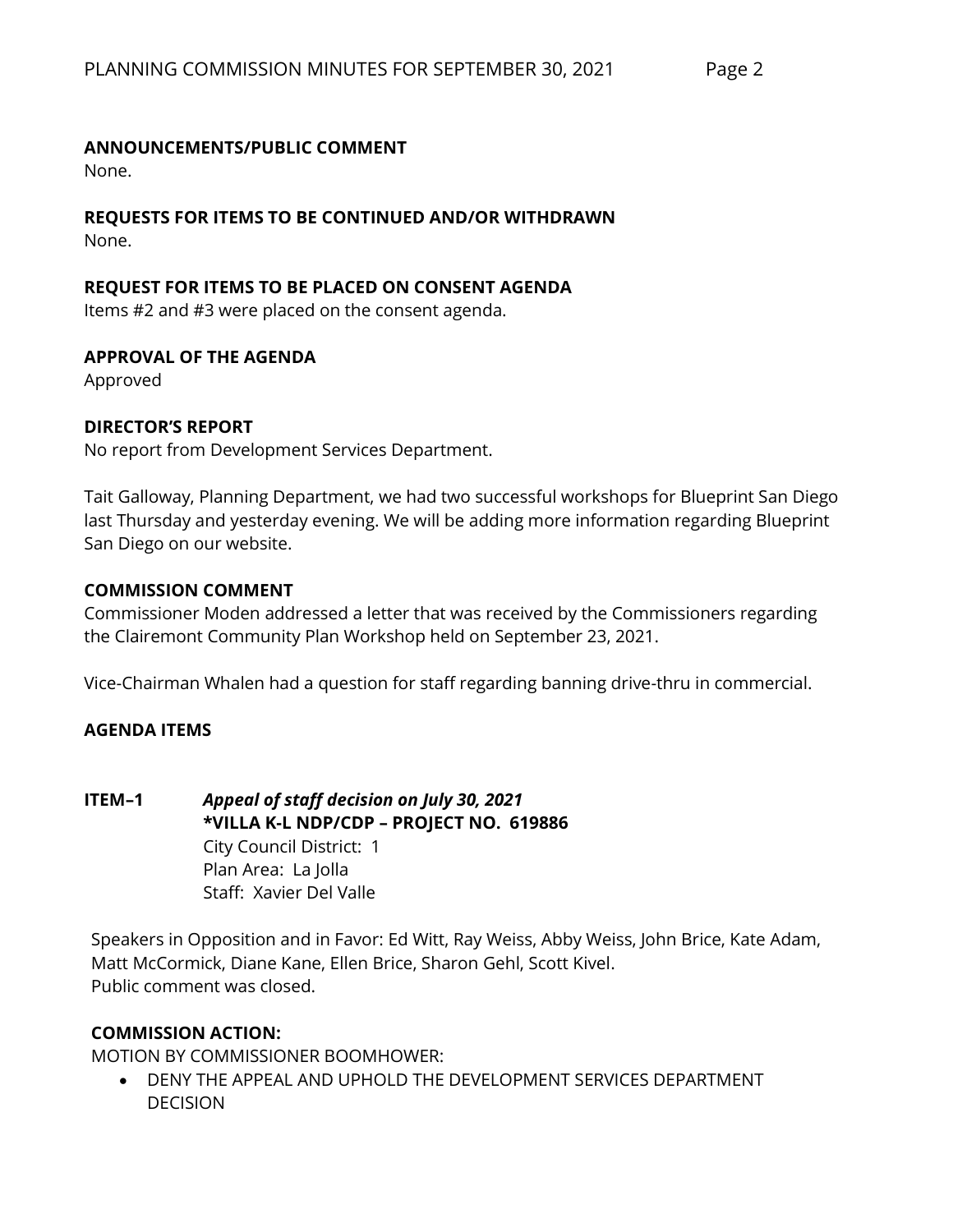**ANNOUNCEMENTS/PUBLIC COMMENT**
None.

**REQUESTS FOR ITEMS TO BE CONTINUED AND/OR WITHDRAWN**
None.

**REQUEST FOR ITEMS TO BE PLACED ON CONSENT AGENDA**
Items #2 and #3 were placed on the consent agenda.

**APPROVAL OF THE AGENDA**
Approved

**DIRECTOR'S REPORT**
No report from Development Services Department.

Tait Galloway, Planning Department, we had two successful workshops for Blueprint San Diego last Thursday and yesterday evening. We will be adding more information regarding Blueprint San Diego on our website.

**COMMISSION COMMENT**
Commissioner Moden addressed a letter that was received by the Commissioners regarding the Clairemont Community Plan Workshop held on September 23, 2021.

Vice-Chairman Whalen had a question for staff regarding banning drive-thru in commercial.

**AGENDA ITEMS**

**ITEM–1** ***Appeal of staff decision on July 30, 2021***
**\*VILLA K-L NDP/CDP – PROJECT NO. 619886**
City Council District: 1
Plan Area: La Jolla
Staff: Xavier Del Valle

Speakers in Opposition and in Favor: Ed Witt, Ray Weiss, Abby Weiss, John Brice, Kate Adam, Matt McCormick, Diane Kane, Ellen Brice, Sharon Gehl, Scott Kivel.
Public comment was closed.

**COMMISSION ACTION:**
MOTION BY COMMISSIONER BOOMHOWER:

- DENY THE APPEAL AND UPHOLD THE DEVELOPMENT SERVICES DEPARTMENT DECISION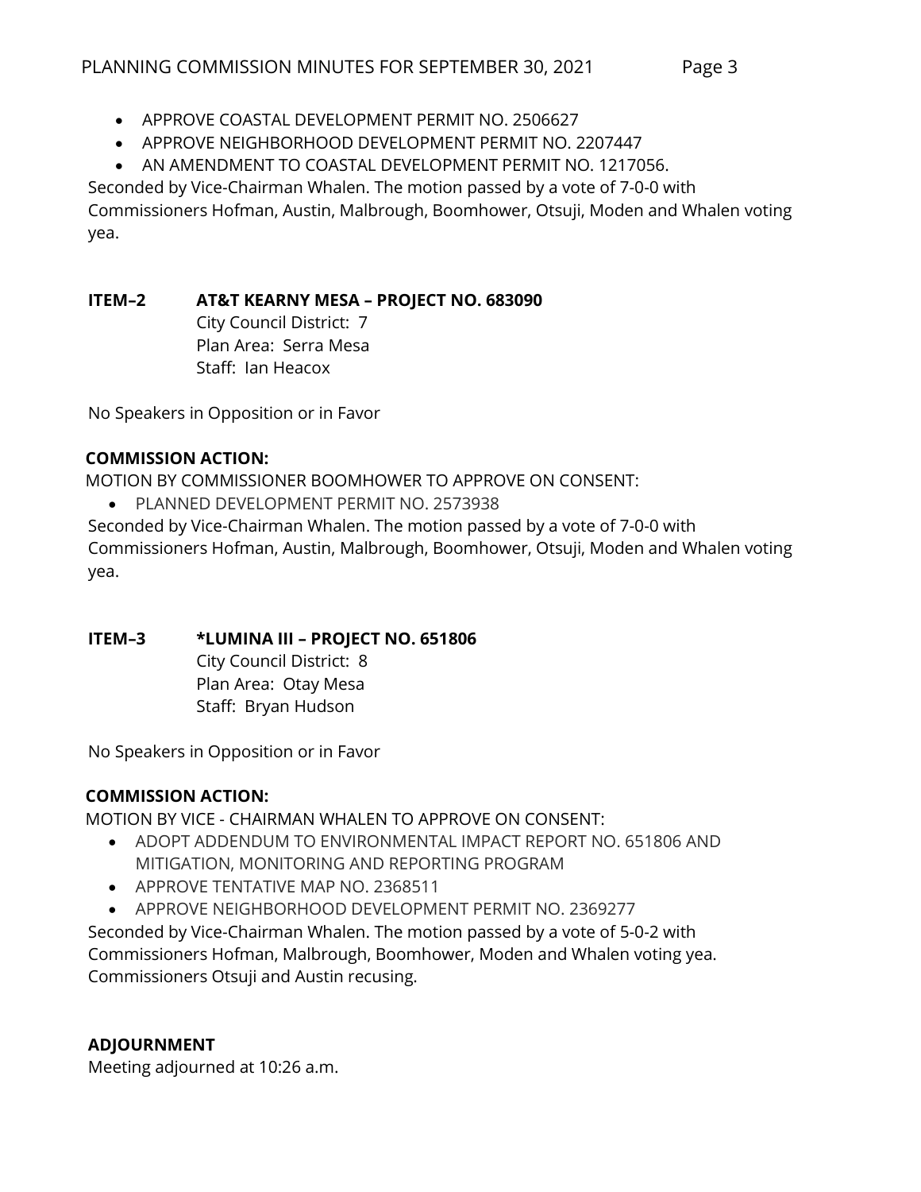- APPROVE COASTAL DEVELOPMENT PERMIT NO. 2506627
- APPROVE NEIGHBORHOOD DEVELOPMENT PERMIT NO. 2207447
- AN AMENDMENT TO COASTAL DEVELOPMENT PERMIT NO. 1217056.

Seconded by Vice-Chairman Whalen. The motion passed by a vote of 7-0-0 with Commissioners Hofman, Austin, Malbrough, Boomhower, Otsuji, Moden and Whalen voting yea.

**ITEM–2 AT&T KEARNY MESA – PROJECT NO. 683090**

City Council District: 7
Plan Area: Serra Mesa
Staff: Ian Heacox

No Speakers in Opposition or in Favor

**COMMISSION ACTION:**

MOTION BY COMMISSIONER BOOMHOWER TO APPROVE ON CONSENT:

- PLANNED DEVELOPMENT PERMIT NO. 2573938

Seconded by Vice-Chairman Whalen. The motion passed by a vote of 7-0-0 with Commissioners Hofman, Austin, Malbrough, Boomhower, Otsuji, Moden and Whalen voting yea.

**ITEM–3 *LUMINA III – PROJECT NO. 651806**

City Council District: 8
Plan Area: Otay Mesa
Staff: Bryan Hudson

No Speakers in Opposition or in Favor

**COMMISSION ACTION:**

MOTION BY VICE - CHAIRMAN WHALEN TO APPROVE ON CONSENT:

- ADOPT ADDENDUM TO ENVIRONMENTAL IMPACT REPORT NO. 651806 AND MITIGATION, MONITORING AND REPORTING PROGRAM
- APPROVE TENTATIVE MAP NO. 2368511
- APPROVE NEIGHBORHOOD DEVELOPMENT PERMIT NO. 2369277

Seconded by Vice-Chairman Whalen. The motion passed by a vote of 5-0-2 with Commissioners Hofman, Malbrough, Boomhower, Moden and Whalen voting yea. Commissioners Otsuji and Austin recusing.

**ADJOURNMENT**

Meeting adjourned at 10:26 a.m.